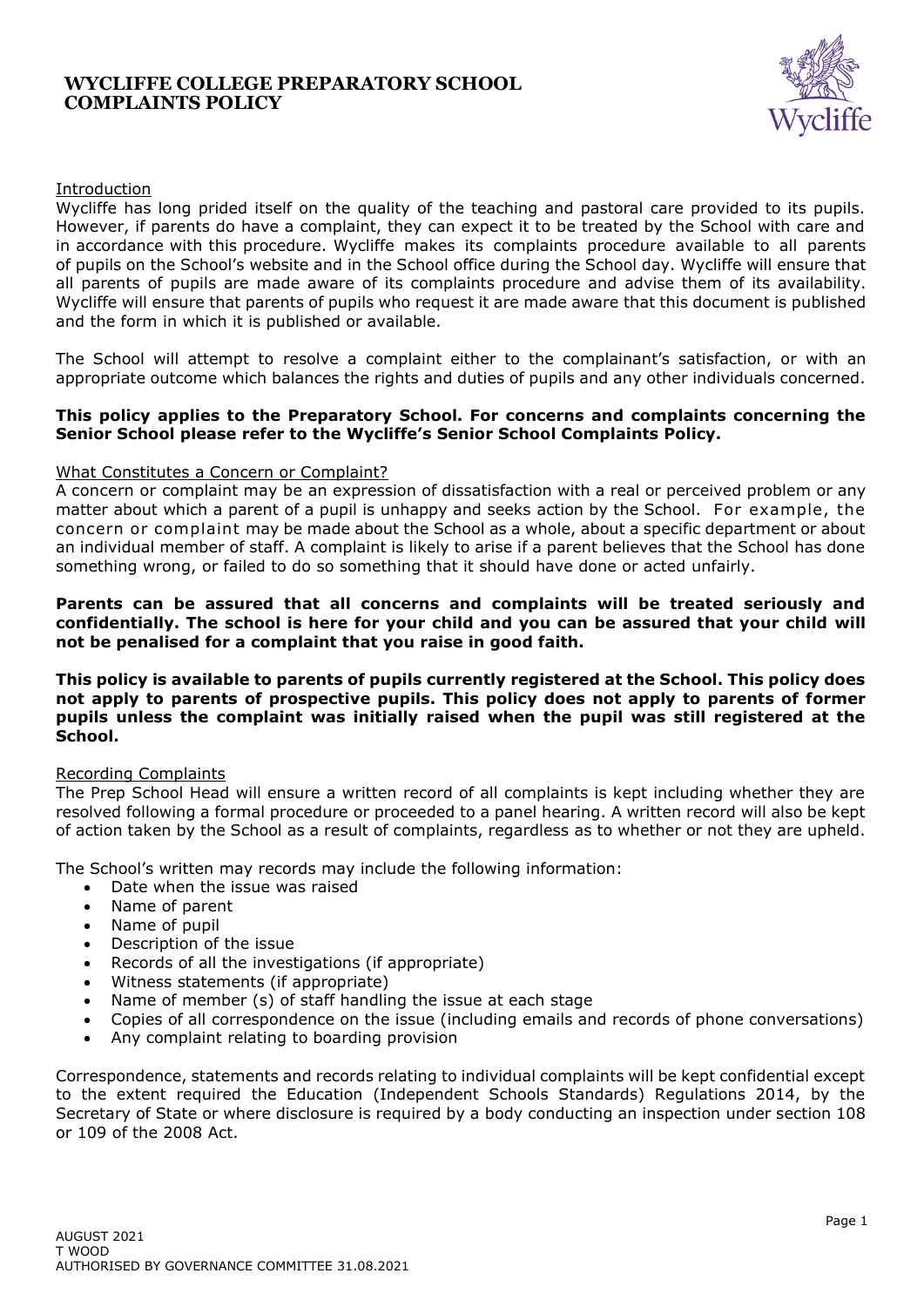# WYCLIFFE COLLEGE PREPARATORY SCHOOL COMPLAINTS POLICY

## Introduction

Wycliffe has long prided itself on the quality of the teaching and pastoral care provided to its pupils. However, if parents do have a complaint, they can expect it to be treated by the School with care and in accordance with this procedure. Wycliffe makes its complaints procedure available to all parents of pupils on the School's website and in the School office during the School day. Wycliffe will ensure that all parents of pupils are made aware of its complaints procedure and advise them of its availability. Wycliffe will ensure that parents of pupils who request it are made aware that this document is published and the form in which it is published or available.

The School will attempt to resolve a complaint either to the complainant's satisfaction, or with an appropriate outcome which balances the rights and duties of pupils and any other individuals concerned.

**This policy applies to the Preparatory School. For concerns and complaints concerning the Senior School please refer to the Wycliffe's Senior School Complaints Policy.**

## What Constitutes a Concern or Complaint?

A concern or complaint may be an expression of dissatisfaction with a real or perceived problem or any matter about which a parent of a pupil is unhappy and seeks action by the School. For example, the concern or complaint may be made about the School as a whole, about a specific department or about an individual member of staff. A complaint is likely to arise if a parent believes that the School has done something wrong, or failed to do so something that it should have done or acted unfairly.

**Parents can be assured that all concerns and complaints will be treated seriously and confidentially. The school is here for your child and you can be assured that your child will not be penalised for a complaint that you raise in good faith.**

**This policy is available to parents of pupils currently registered at the School. This policy does not apply to parents of prospective pupils. This policy does not apply to parents of former pupils unless the complaint was initially raised when the pupil was still registered at the School.**

## Recording Complaints

The Prep School Head will ensure a written record of all complaints is kept including whether they are resolved following a formal procedure or proceeded to a panel hearing. A written record will also be kept of action taken by the School as a result of complaints, regardless as to whether or not they are upheld.

The School's written may records may include the following information:

- Date when the issue was raised
- Name of parent
- Name of pupil
- Description of the issue
- Records of all the investigations (if appropriate)
- Witness statements (if appropriate)
- Name of member (s) of staff handling the issue at each stage
- Copies of all correspondence on the issue (including emails and records of phone conversations)
- Any complaint relating to boarding provision

Correspondence, statements and records relating to individual complaints will be kept confidential except to the extent required the Education (Independent Schools Standards) Regulations 2014, by the Secretary of State or where disclosure is required by a body conducting an inspection under section 108 or 109 of the 2008 Act.

AUGUST 2021
T WOOD
AUTHORISED BY GOVERNANCE COMMITTEE 31.08.2021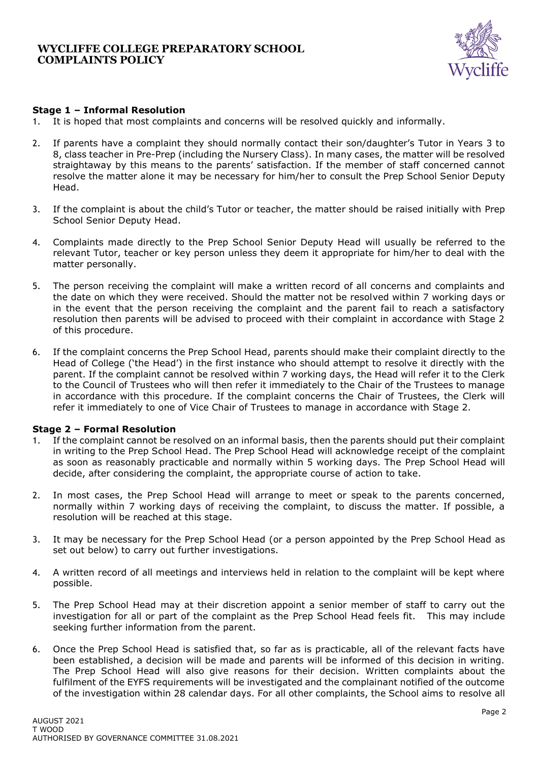### Stage 1 – Informal Resolution

1. It is hoped that most complaints and concerns will be resolved quickly and informally.

2. If parents have a complaint they should normally contact their son/daughter's Tutor in Years 3 to 8, class teacher in Pre-Prep (including the Nursery Class). In many cases, the matter will be resolved straightaway by this means to the parents' satisfaction. If the member of staff concerned cannot resolve the matter alone it may be necessary for him/her to consult the Prep School Senior Deputy Head.

3. If the complaint is about the child's Tutor or teacher, the matter should be raised initially with Prep School Senior Deputy Head.

4. Complaints made directly to the Prep School Senior Deputy Head will usually be referred to the relevant Tutor, teacher or key person unless they deem it appropriate for him/her to deal with the matter personally.

5. The person receiving the complaint will make a written record of all concerns and complaints and the date on which they were received. Should the matter not be resolved within 7 working days or in the event that the person receiving the complaint and the parent fail to reach a satisfactory resolution then parents will be advised to proceed with their complaint in accordance with Stage 2 of this procedure.

6. If the complaint concerns the Prep School Head, parents should make their complaint directly to the Head of College ('the Head') in the first instance who should attempt to resolve it directly with the parent. If the complaint cannot be resolved within 7 working days, the Head will refer it to the Clerk to the Council of Trustees who will then refer it immediately to the Chair of the Trustees to manage in accordance with this procedure. If the complaint concerns the Chair of Trustees, the Clerk will refer it immediately to one of Vice Chair of Trustees to manage in accordance with Stage 2.

### Stage 2 – Formal Resolution

1. If the complaint cannot be resolved on an informal basis, then the parents should put their complaint in writing to the Prep School Head. The Prep School Head will acknowledge receipt of the complaint as soon as reasonably practicable and normally within 5 working days. The Prep School Head will decide, after considering the complaint, the appropriate course of action to take.

2. In most cases, the Prep School Head will arrange to meet or speak to the parents concerned, normally within 7 working days of receiving the complaint, to discuss the matter. If possible, a resolution will be reached at this stage.

3. It may be necessary for the Prep School Head (or a person appointed by the Prep School Head as set out below) to carry out further investigations.

4. A written record of all meetings and interviews held in relation to the complaint will be kept where possible.

5. The Prep School Head may at their discretion appoint a senior member of staff to carry out the investigation for all or part of the complaint as the Prep School Head feels fit. This may include seeking further information from the parent.

6. Once the Prep School Head is satisfied that, so far as is practicable, all of the relevant facts have been established, a decision will be made and parents will be informed of this decision in writing. The Prep School Head will also give reasons for their decision. Written complaints about the fulfilment of the EYFS requirements will be investigated and the complainant notified of the outcome of the investigation within 28 calendar days. For all other complaints, the School aims to resolve all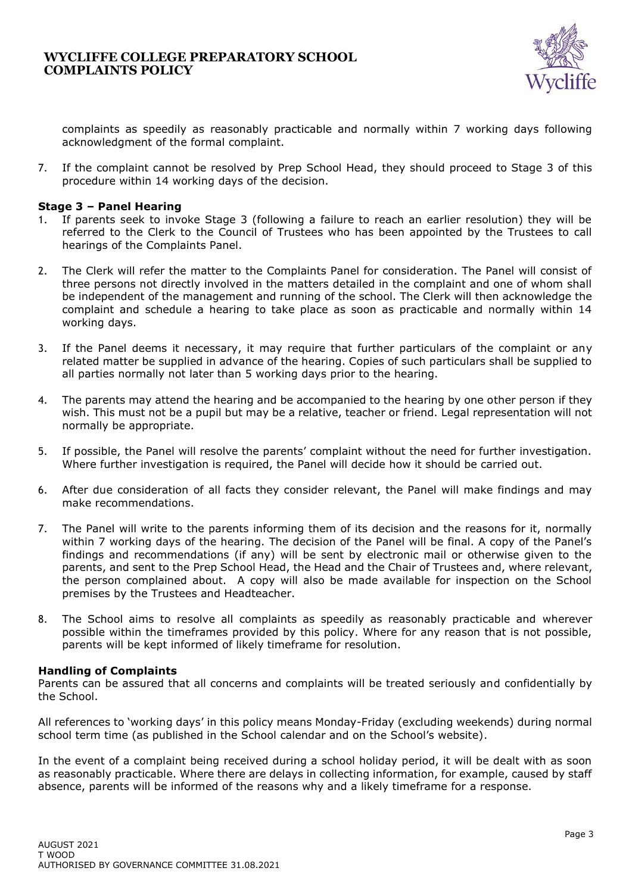complaints as speedily as reasonably practicable and normally within 7 working days following acknowledgment of the formal complaint.

7. If the complaint cannot be resolved by Prep School Head, they should proceed to Stage 3 of this procedure within 14 working days of the decision.

**Stage 3 – Panel Hearing**

1. If parents seek to invoke Stage 3 (following a failure to reach an earlier resolution) they will be referred to the Clerk to the Council of Trustees who has been appointed by the Trustees to call hearings of the Complaints Panel.

2. The Clerk will refer the matter to the Complaints Panel for consideration. The Panel will consist of three persons not directly involved in the matters detailed in the complaint and one of whom shall be independent of the management and running of the school. The Clerk will then acknowledge the complaint and schedule a hearing to take place as soon as practicable and normally within 14 working days.

3. If the Panel deems it necessary, it may require that further particulars of the complaint or any related matter be supplied in advance of the hearing. Copies of such particulars shall be supplied to all parties normally not later than 5 working days prior to the hearing.

4. The parents may attend the hearing and be accompanied to the hearing by one other person if they wish. This must not be a pupil but may be a relative, teacher or friend. Legal representation will not normally be appropriate.

5. If possible, the Panel will resolve the parents' complaint without the need for further investigation. Where further investigation is required, the Panel will decide how it should be carried out.

6. After due consideration of all facts they consider relevant, the Panel will make findings and may make recommendations.

7. The Panel will write to the parents informing them of its decision and the reasons for it, normally within 7 working days of the hearing. The decision of the Panel will be final. A copy of the Panel's findings and recommendations (if any) will be sent by electronic mail or otherwise given to the parents, and sent to the Prep School Head, the Head and the Chair of Trustees and, where relevant, the person complained about. A copy will also be made available for inspection on the School premises by the Trustees and Headteacher.

8. The School aims to resolve all complaints as speedily as reasonably practicable and wherever possible within the timeframes provided by this policy. Where for any reason that is not possible, parents will be kept informed of likely timeframe for resolution.

**Handling of Complaints**

Parents can be assured that all concerns and complaints will be treated seriously and confidentially by the School.

All references to 'working days' in this policy means Monday-Friday (excluding weekends) during normal school term time (as published in the School calendar and on the School's website).

In the event of a complaint being received during a school holiday period, it will be dealt with as soon as reasonably practicable. Where there are delays in collecting information, for example, caused by staff absence, parents will be informed of the reasons why and a likely timeframe for a response.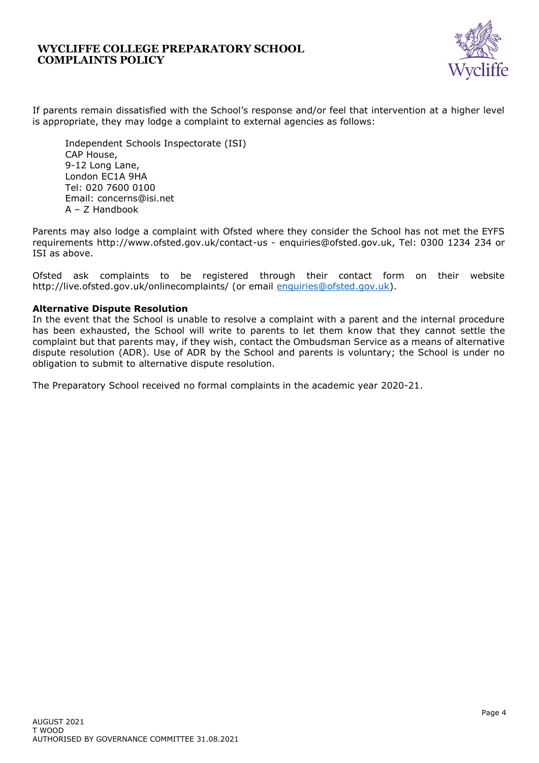If parents remain dissatisfied with the School's response and/or feel that intervention at a higher level is appropriate, they may lodge a complaint to external agencies as follows:

Independent Schools Inspectorate (ISI)
CAP House,
9-12 Long Lane,
London EC1A 9HA
Tel: 020 7600 0100
Email: concerns@isi.net
A – Z Handbook

Parents may also lodge a complaint with Ofsted where they consider the School has not met the EYFS requirements http://www.ofsted.gov.uk/contact-us - enquiries@ofsted.gov.uk, Tel: 0300 1234 234 or ISI as above.

Ofsted ask complaints to be registered through their contact form on their website http://live.ofsted.gov.uk/onlinecomplaints/ (or email enquiries@ofsted.gov.uk).

**Alternative Dispute Resolution**

In the event that the School is unable to resolve a complaint with a parent and the internal procedure has been exhausted, the School will write to parents to let them know that they cannot settle the complaint but that parents may, if they wish, contact the Ombudsman Service as a means of alternative dispute resolution (ADR). Use of ADR by the School and parents is voluntary; the School is under no obligation to submit to alternative dispute resolution.

The Preparatory School received no formal complaints in the academic year 2020-21.